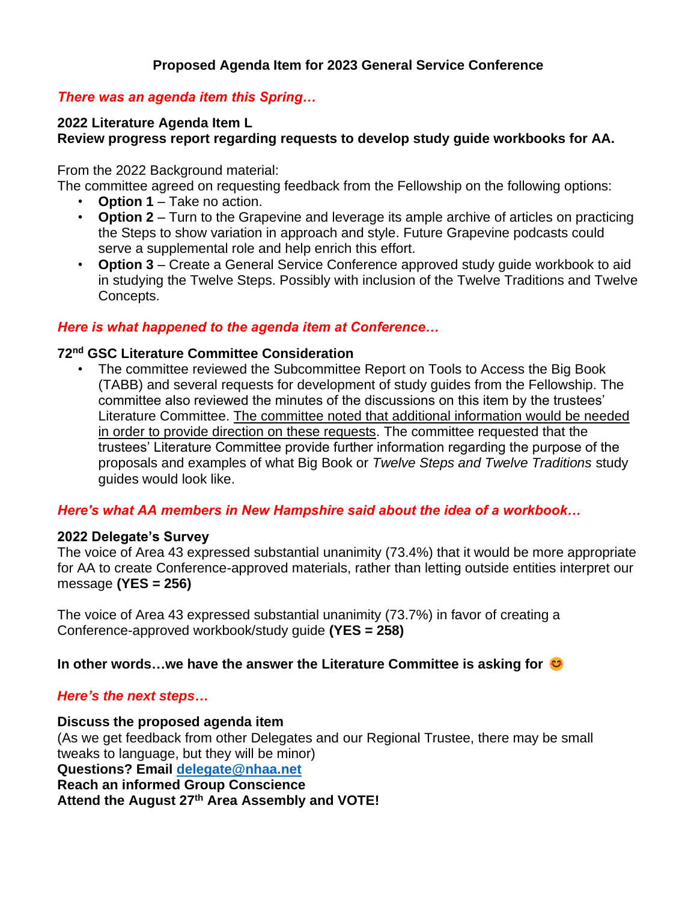# Proposed Agenda Item for 2023 General Service Conference

*There was an agenda item this Spring…*

**2022 Literature Agenda Item L**
**Review progress report regarding requests to develop study guide workbooks for AA.**

From the 2022 Background material:
The committee agreed on requesting feedback from the Fellowship on the following options:

- **Option 1** – Take no action.
- **Option 2** – Turn to the Grapevine and leverage its ample archive of articles on practicing the Steps to show variation in approach and style. Future Grapevine podcasts could serve a supplemental role and help enrich this effort.
- **Option 3** – Create a General Service Conference approved study guide workbook to aid in studying the Twelve Steps. Possibly with inclusion of the Twelve Traditions and Twelve Concepts.

*Here is what happened to the agenda item at Conference…*

**72nd GSC Literature Committee Consideration**

- The committee reviewed the Subcommittee Report on Tools to Access the Big Book (TABB) and several requests for development of study guides from the Fellowship. The committee also reviewed the minutes of the discussions on this item by the trustees' Literature Committee. The committee noted that additional information would be needed in order to provide direction on these requests. The committee requested that the trustees' Literature Committee provide further information regarding the purpose of the proposals and examples of what Big Book or *Twelve Steps and Twelve Traditions* study guides would look like.

*Here's what AA members in New Hampshire said about the idea of a workbook…*

**2022 Delegate's Survey**
The voice of Area 43 expressed substantial unanimity (73.4%) that it would be more appropriate for AA to create Conference-approved materials, rather than letting outside entities interpret our message **(YES = 256)**

The voice of Area 43 expressed substantial unanimity (73.7%) in favor of creating a Conference-approved workbook/study guide **(YES = 258)**

**In other words…we have the answer the Literature Committee is asking for 😊**

*Here's the next steps…*

**Discuss the proposed agenda item**
(As we get feedback from other Delegates and our Regional Trustee, there may be small tweaks to language, but they will be minor)
**Questions? Email delegate@nhaa.net**
**Reach an informed Group Conscience**
**Attend the August 27th Area Assembly and VOTE!**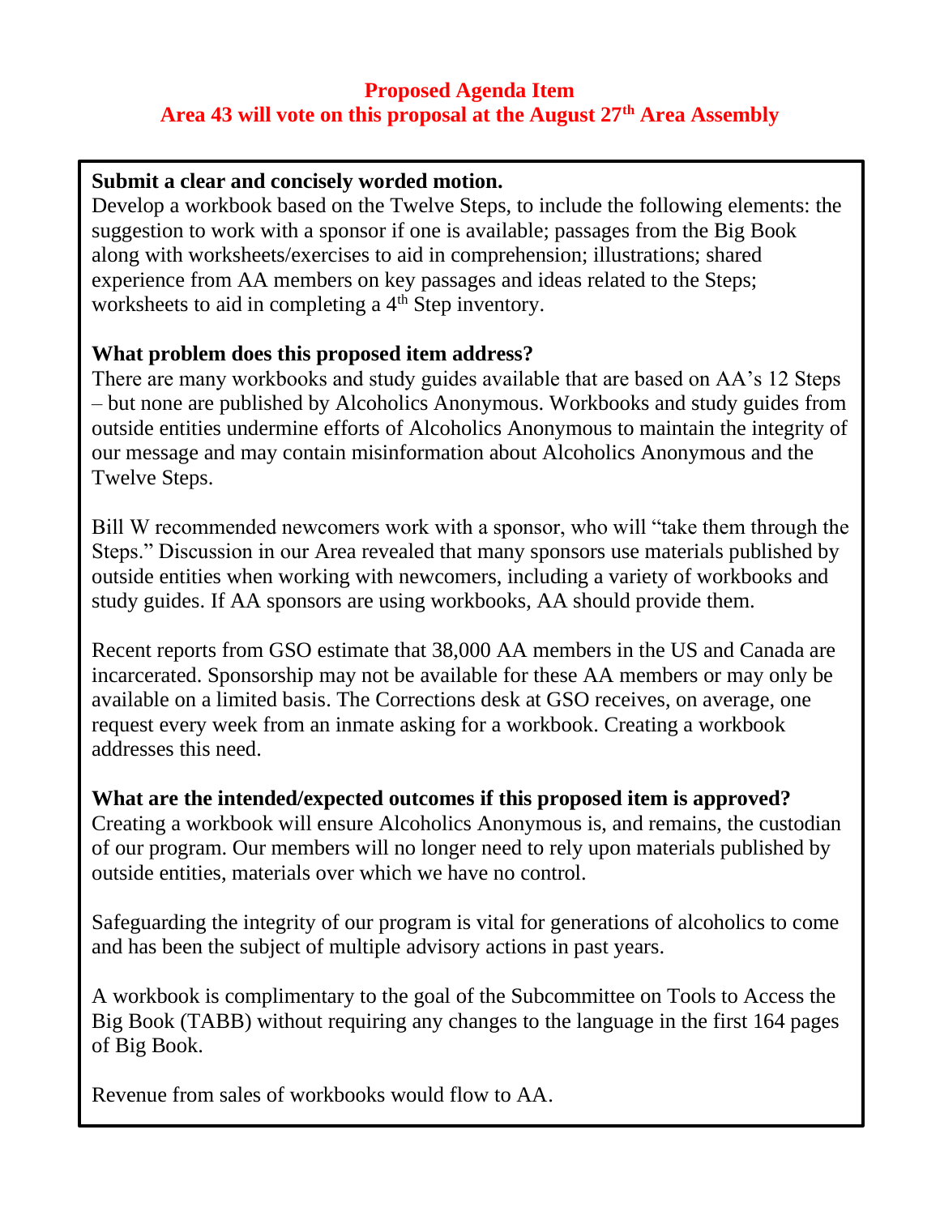**Proposed Agenda Item**
**Area 43 will vote on this proposal at the August 27th Area Assembly**

**Submit a clear and concisely worded motion.**
Develop a workbook based on the Twelve Steps, to include the following elements: the suggestion to work with a sponsor if one is available; passages from the Big Book along with worksheets/exercises to aid in comprehension; illustrations; shared experience from AA members on key passages and ideas related to the Steps; worksheets to aid in completing a 4th Step inventory.

**What problem does this proposed item address?**
There are many workbooks and study guides available that are based on AA's 12 Steps – but none are published by Alcoholics Anonymous. Workbooks and study guides from outside entities undermine efforts of Alcoholics Anonymous to maintain the integrity of our message and may contain misinformation about Alcoholics Anonymous and the Twelve Steps.

Bill W recommended newcomers work with a sponsor, who will "take them through the Steps." Discussion in our Area revealed that many sponsors use materials published by outside entities when working with newcomers, including a variety of workbooks and study guides. If AA sponsors are using workbooks, AA should provide them.

Recent reports from GSO estimate that 38,000 AA members in the US and Canada are incarcerated. Sponsorship may not be available for these AA members or may only be available on a limited basis. The Corrections desk at GSO receives, on average, one request every week from an inmate asking for a workbook. Creating a workbook addresses this need.

**What are the intended/expected outcomes if this proposed item is approved?**
Creating a workbook will ensure Alcoholics Anonymous is, and remains, the custodian of our program. Our members will no longer need to rely upon materials published by outside entities, materials over which we have no control.

Safeguarding the integrity of our program is vital for generations of alcoholics to come and has been the subject of multiple advisory actions in past years.

A workbook is complimentary to the goal of the Subcommittee on Tools to Access the Big Book (TABB) without requiring any changes to the language in the first 164 pages of Big Book.

Revenue from sales of workbooks would flow to AA.